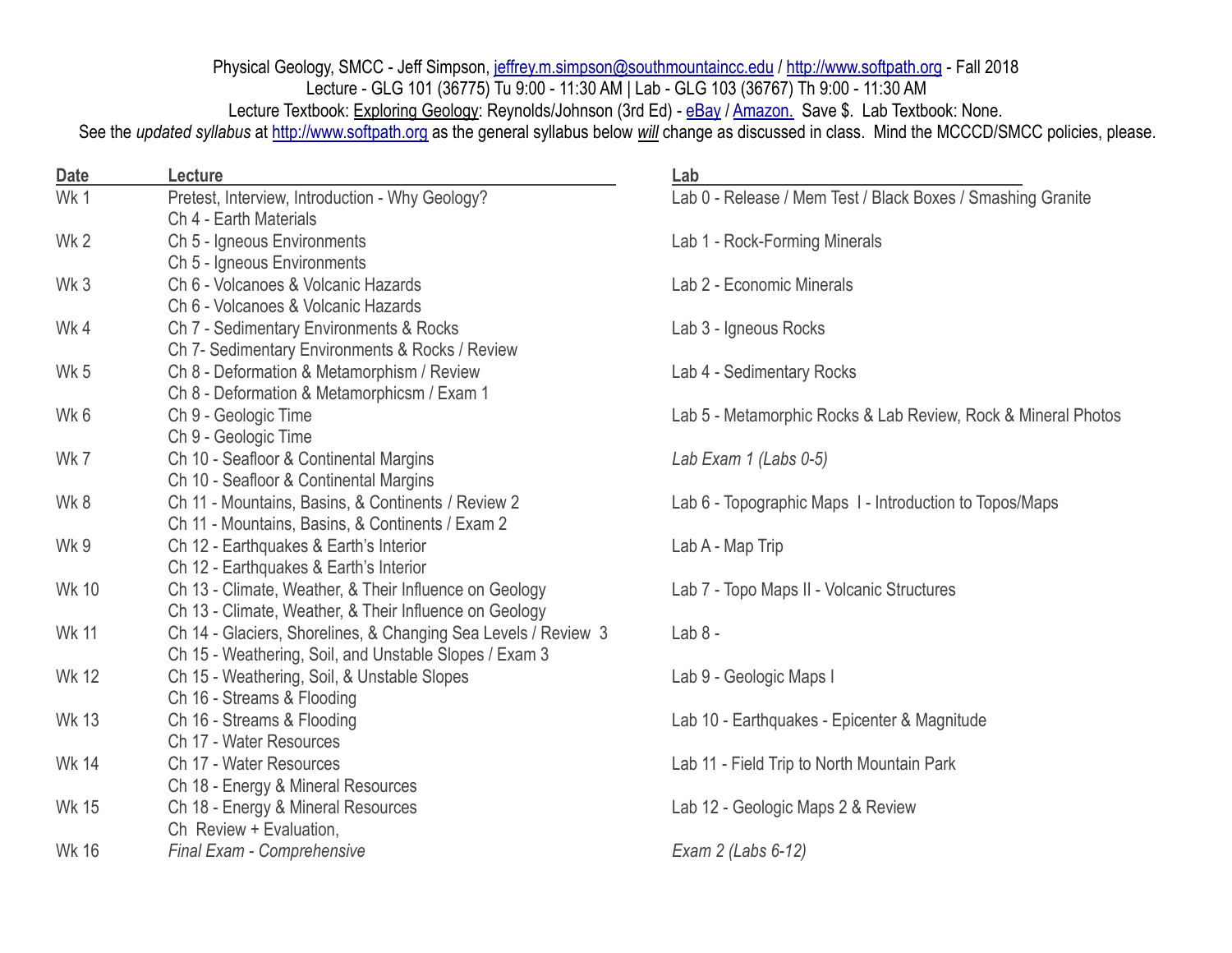Physical Geology, SMCC - Jeff Simpson, jeffrey.m.simpson@southmountaincc.edu / http://www.softpath.org - Fall 2018
Lecture - GLG 101 (36775) Tu 9:00 - 11:30 AM | Lab - GLG 103 (36767) Th 9:00 - 11:30 AM
Lecture Textbook: Exploring Geology: Reynolds/Johnson (3rd Ed) - eBay / Amazon. Save $. Lab Textbook: None.
See the *updated syllabus* at http://www.softpath.org as the general syllabus below ***will*** change as discussed in class. Mind the MCCCD/SMCC policies, please.

| Date | Lecture | Lab |
| --- | --- | --- |
| Wk 1 | Pretest, Interview, Introduction - Why Geology?<br>Ch 4 - Earth Materials | Lab 0 - Release / Mem Test / Black Boxes / Smashing Granite |
| Wk 2 | Ch 5 - Igneous Environments<br>Ch 5 - Igneous Environments | Lab 1 - Rock-Forming Minerals |
| Wk 3 | Ch 6 - Volcanoes & Volcanic Hazards<br>Ch 6 - Volcanoes & Volcanic Hazards | Lab 2 - Economic Minerals |
| Wk 4 | Ch 7 - Sedimentary Environments & Rocks<br>Ch 7- Sedimentary Environments & Rocks / Review | Lab 3 - Igneous Rocks |
| Wk 5 | Ch 8 - Deformation & Metamorphism / Review<br>Ch 8 - Deformation & Metamorphicsm / Exam 1 | Lab 4 - Sedimentary Rocks |
| Wk 6 | Ch 9 - Geologic Time<br>Ch 9 - Geologic Time | Lab 5 - Metamorphic Rocks & Lab Review, Rock & Mineral Photos |
| Wk 7 | Ch 10 - Seafloor & Continental Margins<br>Ch 10 - Seafloor & Continental Margins | *Lab Exam 1 (Labs 0-5)* |
| Wk 8 | Ch 11 - Mountains, Basins, & Continents / Review 2<br>Ch 11 - Mountains, Basins, & Continents / Exam 2 | Lab 6 - Topographic Maps I - Introduction to Topos/Maps |
| Wk 9 | Ch 12 - Earthquakes & Earth's Interior<br>Ch 12 - Earthquakes & Earth's Interior | Lab A - Map Trip |
| Wk 10 | Ch 13 - Climate, Weather, & Their Influence on Geology<br>Ch 13 - Climate, Weather, & Their Influence on Geology | Lab 7 - Topo Maps II - Volcanic Structures |
| Wk 11 | Ch 14 - Glaciers, Shorelines, & Changing Sea Levels / Review 3<br>Ch 15 - Weathering, Soil, and Unstable Slopes / Exam 3 | Lab 8 - |
| Wk 12 | Ch 15 - Weathering, Soil, & Unstable Slopes<br>Ch 16 - Streams & Flooding | Lab 9 - Geologic Maps I |
| Wk 13 | Ch 16 - Streams & Flooding<br>Ch 17 - Water Resources | Lab 10 - Earthquakes - Epicenter & Magnitude |
| Wk 14 | Ch 17 - Water Resources<br>Ch 18 - Energy & Mineral Resources | Lab 11 - Field Trip to North Mountain Park |
| Wk 15 | Ch 18 - Energy & Mineral Resources<br>Ch Review + Evaluation, | Lab 12 - Geologic Maps 2 & Review |
| Wk 16 | *Final Exam - Comprehensive* | *Exam 2 (Labs 6-12)* |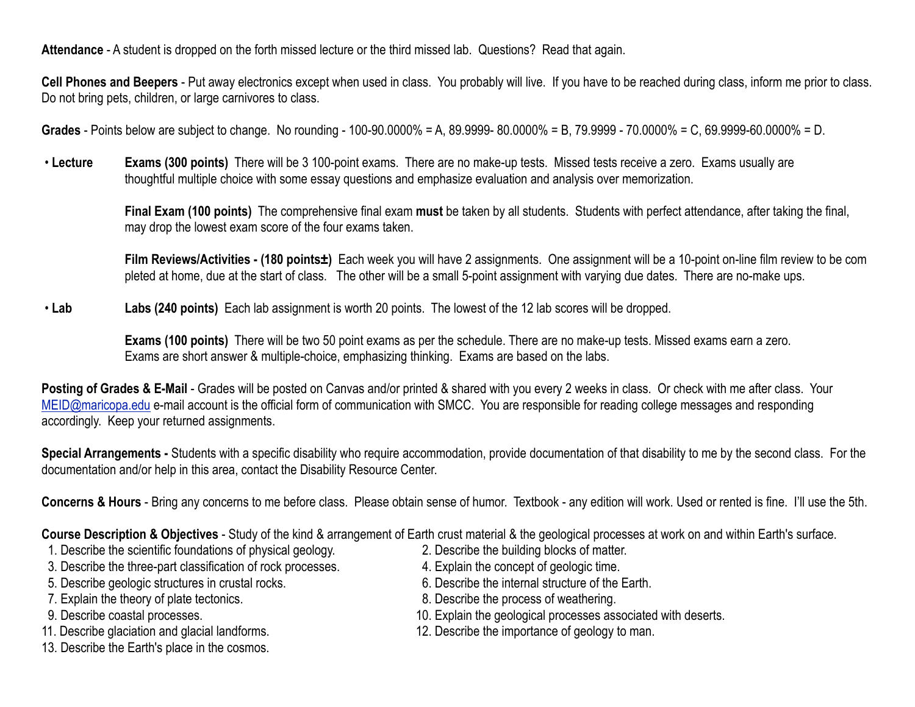**Attendance** - A student is dropped on the forth missed lecture or the third missed lab. Questions? Read that again.

**Cell Phones and Beepers** - Put away electronics except when used in class. You probably will live. If you have to be reached during class, inform me prior to class. Do not bring pets, children, or large carnivores to class.

**Grades** - Points below are subject to change. No rounding - 100-90.0000% = A, 89.9999- 80.0000% = B, 79.9999 - 70.0000% = C, 69.9999-60.0000% = D.

- **Lecture**

  **Exams (300 points)** There will be 3 100-point exams. There are no make-up tests. Missed tests receive a zero. Exams usually are thoughtful multiple choice with some essay questions and emphasize evaluation and analysis over memorization.

  **Final Exam (100 points)** The comprehensive final exam **must** be taken by all students. Students with perfect attendance, after taking the final, may drop the lowest exam score of the four exams taken.

  **Film Reviews/Activities - (180 points±)** Each week you will have 2 assignments. One assignment will be a 10-point on-line film review to be completed at home, due at the start of class. The other will be a small 5-point assignment with varying due dates. There are no-make ups.

- **Lab**

  **Labs (240 points)** Each lab assignment is worth 20 points. The lowest of the 12 lab scores will be dropped.

  **Exams (100 points)** There will be two 50 point exams as per the schedule. There are no make-up tests. Missed exams earn a zero. Exams are short answer & multiple-choice, emphasizing thinking. Exams are based on the labs.

**Posting of Grades & E-Mail** - Grades will be posted on Canvas and/or printed & shared with you every 2 weeks in class. Or check with me after class. Your MEID@maricopa.edu e-mail account is the official form of communication with SMCC. You are responsible for reading college messages and responding accordingly. Keep your returned assignments.

**Special Arrangements -** Students with a specific disability who require accommodation, provide documentation of that disability to me by the second class. For the documentation and/or help in this area, contact the Disability Resource Center.

**Concerns & Hours** - Bring any concerns to me before class. Please obtain sense of humor. Textbook - any edition will work. Used or rented is fine. I'll use the 5th.

**Course Description & Objectives** - Study of the kind & arrangement of Earth crust material & the geological processes at work on and within Earth's surface.

1. Describe the scientific foundations of physical geology.
2. Describe the building blocks of matter.
3. Describe the three-part classification of rock processes.
4. Explain the concept of geologic time.
5. Describe geologic structures in crustal rocks.
6. Describe the internal structure of the Earth.
7. Explain the theory of plate tectonics.
8. Describe the process of weathering.
9. Describe coastal processes.
10. Explain the geological processes associated with deserts.
11. Describe glaciation and glacial landforms.
12. Describe the importance of geology to man.
13. Describe the Earth's place in the cosmos.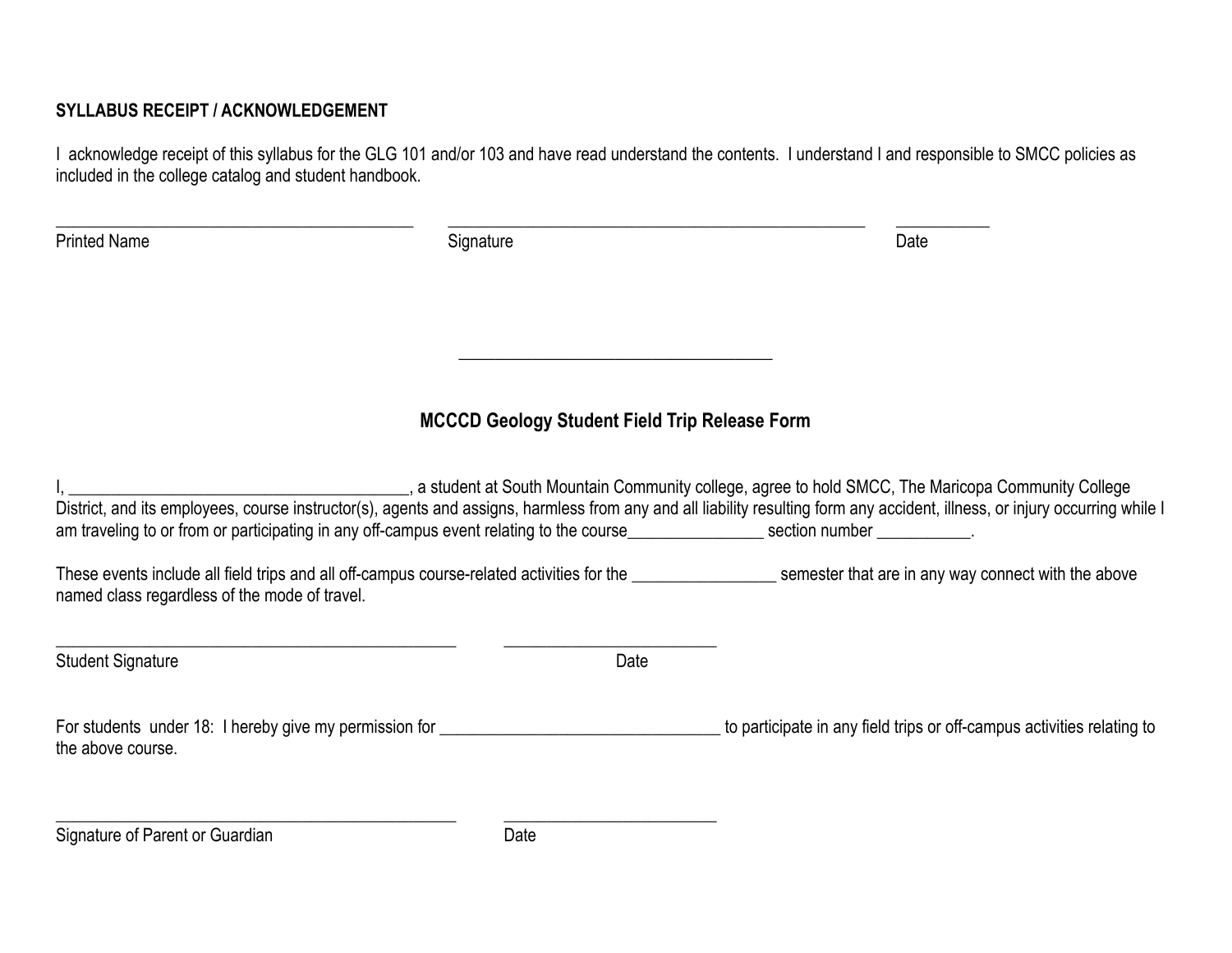**SYLLABUS RECEIPT / ACKNOWLEDGEMENT**

I acknowledge receipt of this syllabus for the GLG 101 and/or 103 and have read understand the contents. I understand I and responsible to SMCC policies as included in the college catalog and student handbook.

\_\_\_\_\_\_\_\_\_\_\_\_\_\_\_\_\_\_\_\_\_\_\_\_\_\_\_\_\_\_\_\_\_\_\_\_\_\_\_\_ \_\_\_\_\_\_\_\_\_\_\_\_\_\_\_\_\_\_\_\_\_\_\_\_\_\_\_\_\_\_\_\_\_\_\_\_\_\_\_\_\_\_\_\_\_\_ \_\_\_\_\_\_\_\_\_\_\_
Printed Name Signature Date

\_\_\_\_\_\_\_\_\_\_\_\_\_\_\_\_\_\_\_\_\_\_\_\_\_\_\_\_\_\_\_\_\_\_\_\_

## MCCCD Geology Student Field Trip Release Form

I, \_\_\_\_\_\_\_\_\_\_\_\_\_\_\_\_\_\_\_\_\_\_\_\_\_\_\_\_\_\_\_\_\_\_\_\_\_\_\_, a student at South Mountain Community college, agree to hold SMCC, The Maricopa Community College District, and its employees, course instructor(s), agents and assigns, harmless from any and all liability resulting form any accident, illness, or injury occurring while I am traveling to or from or participating in any off-campus event relating to the course\_\_\_\_\_\_\_\_\_\_\_\_\_\_\_\_ section number \_\_\_\_\_\_\_\_\_\_\_.

These events include all field trips and all off-campus course-related activities for the \_\_\_\_\_\_\_\_\_\_\_\_\_\_\_\_\_ semester that are in any way connect with the above named class regardless of the mode of travel.

\_\_\_\_\_\_\_\_\_\_\_\_\_\_\_\_\_\_\_\_\_\_\_\_\_\_\_\_\_\_\_\_\_\_\_\_\_\_\_\_\_\_\_\_\_ \_\_\_\_\_\_\_\_\_\_\_\_\_\_\_\_\_\_\_\_\_\_\_\_
Student Signature Date

For students under 18: I hereby give my permission for \_\_\_\_\_\_\_\_\_\_\_\_\_\_\_\_\_\_\_\_\_\_\_\_\_\_\_\_\_\_\_\_ to participate in any field trips or off-campus activities relating to the above course.

\_\_\_\_\_\_\_\_\_\_\_\_\_\_\_\_\_\_\_\_\_\_\_\_\_\_\_\_\_\_\_\_\_\_\_\_\_\_\_\_\_\_\_\_\_ \_\_\_\_\_\_\_\_\_\_\_\_\_\_\_\_\_\_\_\_\_\_\_\_
Signature of Parent or Guardian Date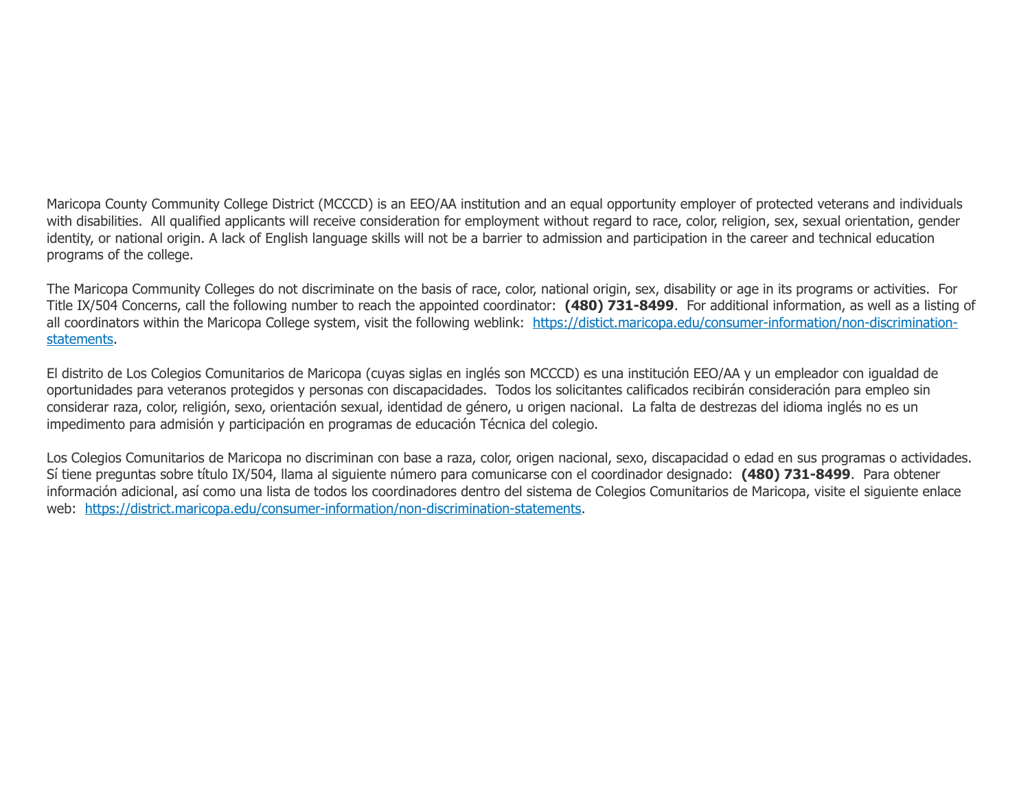Maricopa County Community College District (MCCCD) is an EEO/AA institution and an equal opportunity employer of protected veterans and individuals with disabilities.  All qualified applicants will receive consideration for employment without regard to race, color, religion, sex, sexual orientation, gender identity, or national origin. A lack of English language skills will not be a barrier to admission and participation in the career and technical education programs of the college.

The Maricopa Community Colleges do not discriminate on the basis of race, color, national origin, sex, disability or age in its programs or activities.  For Title IX/504 Concerns, call the following number to reach the appointed coordinator:  **(480) 731-8499**.  For additional information, as well as a listing of all coordinators within the Maricopa College system, visit the following weblink:  [https://distict.maricopa.edu/consumer-information/non-discrimination-statements](https://distict.maricopa.edu/consumer-information/non-discrimination-statements).

El distrito de Los Colegios Comunitarios de Maricopa (cuyas siglas en inglés son MCCCD) es una institución EEO/AA y un empleador con igualdad de oportunidades para veteranos protegidos y personas con discapacidades.  Todos los solicitantes calificados recibirán consideración para empleo sin considerar raza, color, religión, sexo, orientación sexual, identidad de género, u origen nacional.  La falta de destrezas del idioma inglés no es un impedimento para admisión y participación en programas de educación Técnica del colegio.

Los Colegios Comunitarios de Maricopa no discriminan con base a raza, color, origen nacional, sexo, discapacidad o edad en sus programas o actividades. Sí tiene preguntas sobre título IX/504, llama al siguiente número para comunicarse con el coordinador designado:  **(480) 731-8499**.  Para obtener información adicional, así como una lista de todos los coordinadores dentro del sistema de Colegios Comunitarios de Maricopa, visite el siguiente enlace web:  [https://district.maricopa.edu/consumer-information/non-discrimination-statements](https://district.maricopa.edu/consumer-information/non-discrimination-statements).